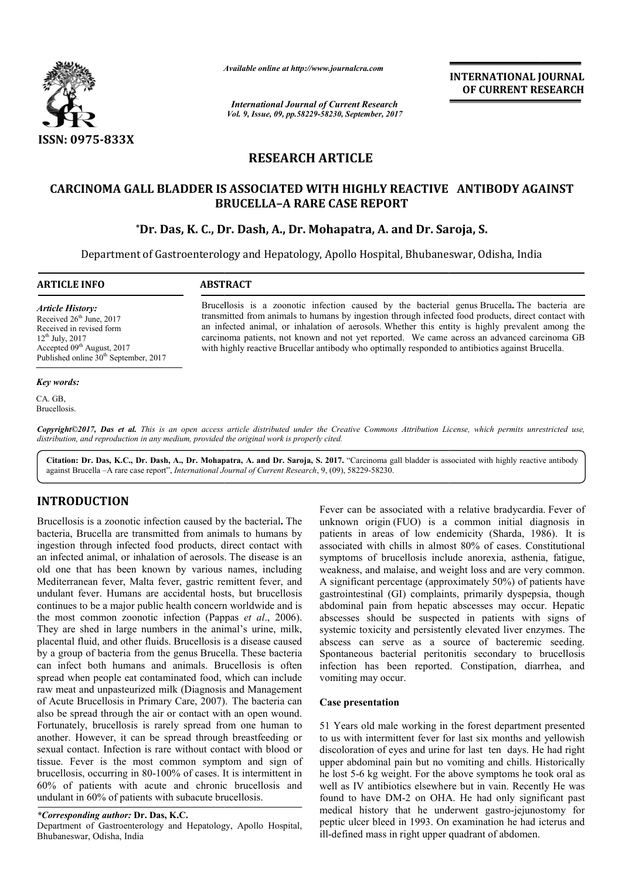# RESEARCH ARTICLE

## CARCINOMA GALL BLADDER IS ASSOCIATED WITH HIGHLY REACTIVE ANTIBODY AGAINST BRUCELLA–A RARE CASE REPORT

**\*Dr. Das, K. C., Dr. Dash, A., Dr. Mohapatra, A. and Dr. Saroja, S.**

Department of Gastroenterology and Hepatology, Apollo Hospital, Bhubaneswar, Odisha, India

### ARTICLE INFO

*Article History:*
Received 26th June, 2017
Received in revised form 12th July, 2017
Accepted 09th August, 2017
Published online 30th September, 2017

*Key words:*
CA. GB,
Brucellosis.

### ABSTRACT

Brucellosis is a zoonotic infection caused by the bacterial genus Brucella**.** The bacteria are transmitted from animals to humans by ingestion through infected food products, direct contact with an infected animal, or inhalation of aerosols. Whether this entity is highly prevalent among the carcinoma patients, not known and not yet reported. We came across an advanced carcinoma GB with highly reactive Brucellar antibody who optimally responded to antibiotics against Brucella.

*Copyright©2017, Das et al. This is an open access article distributed under the Creative Commons Attribution License, which permits unrestricted use, distribution, and reproduction in any medium, provided the original work is properly cited.*

**Citation: Dr. Das, K.C., Dr. Dash, A., Dr. Mohapatra, A. and Dr. Saroja, S. 2017.** "Carcinoma gall bladder is associated with highly reactive antibody against Brucella –A rare case report", *International Journal of Current Research*, 9, (09), 58229-58230.

## INTRODUCTION

Brucellosis is a zoonotic infection caused by the bacterial**.** The bacteria, Brucella are transmitted from animals to humans by ingestion through infected food products, direct contact with an infected animal, or inhalation of aerosols. The disease is an old one that has been known by various names, including Mediterranean fever, Malta fever, gastric remittent fever, and undulant fever. Humans are accidental hosts, but brucellosis continues to be a major public health concern worldwide and is the most common zoonotic infection (Pappas *et al*., 2006). They are shed in large numbers in the animal's urine, milk, placental fluid, and other fluids. Brucellosis is a disease caused by a group of bacteria from the genus Brucella. These bacteria can infect both humans and animals. Brucellosis is often spread when people eat contaminated food, which can include raw meat and unpasteurized milk (Diagnosis and Management of Acute Brucellosis in Primary Care, 2007). The bacteria can also be spread through the air or contact with an open wound. Fortunately, brucellosis is rarely spread from one human to another. However, it can be spread through breastfeeding or sexual contact. Infection is rare without contact with blood or tissue. Fever is the most common symptom and sign of brucellosis, occurring in 80-100% of cases. It is intermittent in 60% of patients with acute and chronic brucellosis and undulant in 60% of patients with subacute brucellosis.

Fever can be associated with a relative bradycardia. Fever of unknown origin (FUO) is a common initial diagnosis in patients in areas of low endemicity (Sharda, 1986). It is associated with chills in almost 80% of cases. Constitutional symptoms of brucellosis include anorexia, asthenia, fatigue, weakness, and malaise, and weight loss and are very common. A significant percentage (approximately 50%) of patients have gastrointestinal (GI) complaints, primarily dyspepsia, though abdominal pain from hepatic abscesses may occur. Hepatic abscesses should be suspected in patients with signs of systemic toxicity and persistently elevated liver enzymes. The abscess can serve as a source of bacteremic seeding. Spontaneous bacterial peritonitis secondary to brucellosis infection has been reported. Constipation, diarrhea, and vomiting may occur.

### Case presentation

51 Years old male working in the forest department presented to us with intermittent fever for last six months and yellowish discoloration of eyes and urine for last ten days. He had right upper abdominal pain but no vomiting and chills. Historically he lost 5-6 kg weight. For the above symptoms he took oral as well as IV antibiotics elsewhere but in vain. Recently He was found to have DM-2 on OHA. He had only significant past medical history that he underwent gastro-jejunostomy for peptic ulcer bleed in 1993. On examination he had icterus and ill-defined mass in right upper quadrant of abdomen.

*\*Corresponding author:* **Dr. Das, K.C.**
Department of Gastroenterology and Hepatology, Apollo Hospital, Bhubaneswar, Odisha, India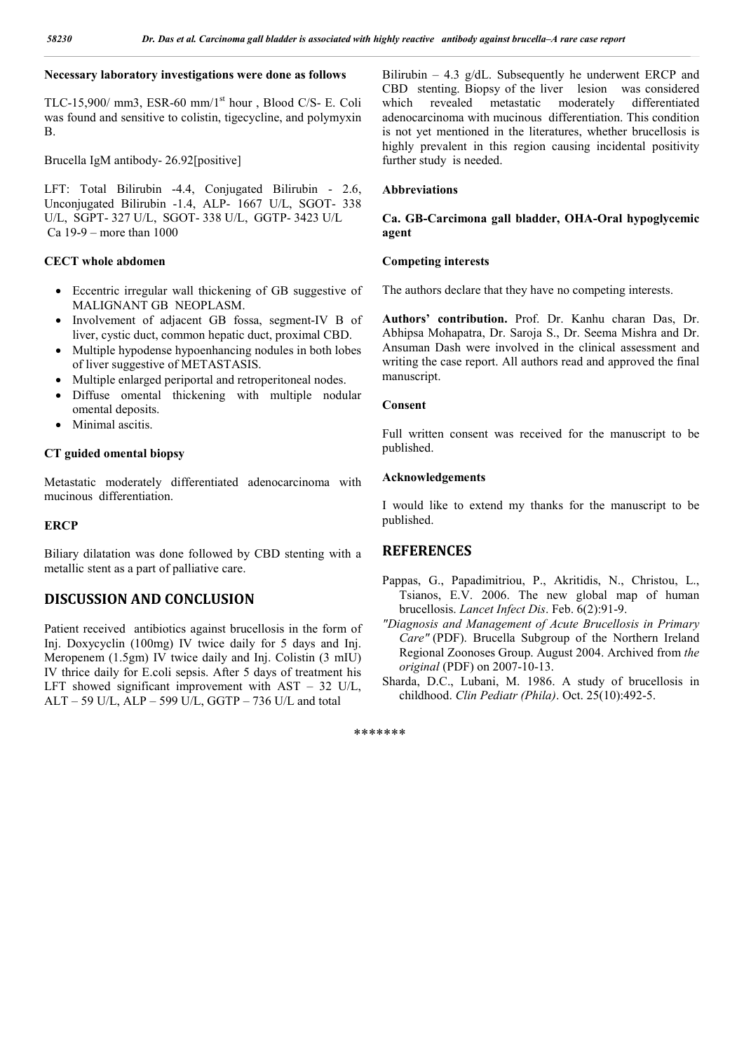**Necessary laboratory investigations were done as follows**

TLC-15,900/ mm3, ESR-60 mm/1[st] hour , Blood C/S- E. Coli was found and sensitive to colistin, tigecycline, and polymyxin B.

Brucella IgM antibody- 26.92[positive]

LFT: Total Bilirubin -4.4, Conjugated Bilirubin - 2.6, Unconjugated Bilirubin -1.4, ALP- 1667 U/L, SGOT- 338 U/L, SGPT- 327 U/L, SGOT- 338 U/L, GGTP- 3423 U/L
Ca 19-9 – more than 1000

**CECT whole abdomen**

- Eccentric irregular wall thickening of GB suggestive of MALIGNANT GB NEOPLASM.
- Involvement of adjacent GB fossa, segment-IV B of liver, cystic duct, common hepatic duct, proximal CBD.
- Multiple hypodense hypoenhancing nodules in both lobes of liver suggestive of METASTASIS.
- Multiple enlarged periportal and retroperitoneal nodes.
- Diffuse omental thickening with multiple nodular omental deposits.
- Minimal ascitis.

**CT guided omental biopsy**

Metastatic moderately differentiated adenocarcinoma with mucinous differentiation.

**ERCP**

Biliary dilatation was done followed by CBD stenting with a metallic stent as a part of palliative care.

## DISCUSSION AND CONCLUSION

Patient received antibiotics against brucellosis in the form of Inj. Doxycyclin (100mg) IV twice daily for 5 days and Inj. Meropenem (1.5gm) IV twice daily and Inj. Colistin (3 mIU) IV thrice daily for E.coli sepsis. After 5 days of treatment his LFT showed significant improvement with AST – 32 U/L, ALT – 59 U/L, ALP – 599 U/L, GGTP – 736 U/L and total Bilirubin – 4.3 g/dL. Subsequently he underwent ERCP and CBD stenting. Biopsy of the liver lesion was considered which revealed metastatic moderately differentiated adenocarcinoma with mucinous differentiation. This condition is not yet mentioned in the literatures, whether brucellosis is highly prevalent in this region causing incidental positivity further study is needed.

**Abbreviations**

**Ca. GB-Carcimona gall bladder, OHA-Oral hypoglycemic agent**

**Competing interests**

The authors declare that they have no competing interests.

**Authors' contribution.** Prof. Dr. Kanhu charan Das, Dr. Abhipsa Mohapatra, Dr. Saroja S., Dr. Seema Mishra and Dr. Ansuman Dash were involved in the clinical assessment and writing the case report. All authors read and approved the final manuscript.

**Consent**

Full written consent was received for the manuscript to be published.

**Acknowledgements**

I would like to extend my thanks for the manuscript to be published.

## REFERENCES

Pappas, G., Papadimitriou, P., Akritidis, N., Christou, L., Tsianos, E.V. 2006. The new global map of human brucellosis. *Lancet Infect Dis*. Feb. 6(2):91-9.

*"Diagnosis and Management of Acute Brucellosis in Primary Care"* (PDF). Brucella Subgroup of the Northern Ireland Regional Zoonoses Group. August 2004. Archived from *the original* (PDF) on 2007-10-13.

Sharda, D.C., Lubani, M. 1986. A study of brucellosis in childhood. *Clin Pediatr (Phila)*. Oct. 25(10):492-5.

*******